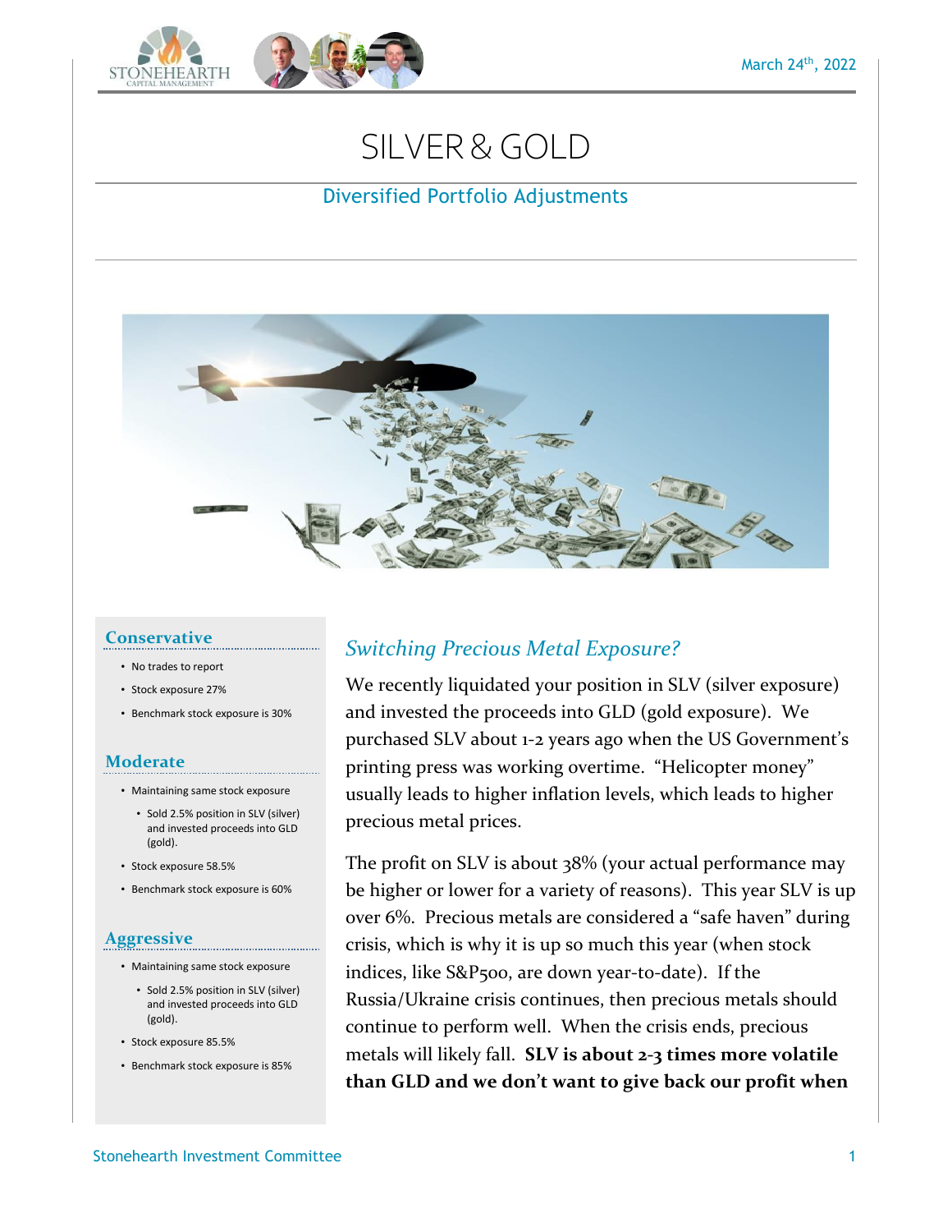March 24th, 2022

# SILVER & GOLD

## Diversified Portfolio Adjustments

### Conservative

- No trades to report
- Stock exposure 27%
- Benchmark stock exposure is 30%

### Moderate

- Maintaining same stock exposure
  - Sold 2.5% position in SLV (silver) and invested proceeds into GLD (gold).
- Stock exposure 58.5%
- Benchmark stock exposure is 60%

### Aggressive

- Maintaining same stock exposure
  - Sold 2.5% position in SLV (silver) and invested proceeds into GLD (gold).
- Stock exposure 85.5%
- Benchmark stock exposure is 85%

### *Switching Precious Metal Exposure?*

We recently liquidated your position in SLV (silver exposure) and invested the proceeds into GLD (gold exposure). We purchased SLV about 1-2 years ago when the US Government's printing press was working overtime. "Helicopter money" usually leads to higher inflation levels, which leads to higher precious metal prices.

The profit on SLV is about 38% (your actual performance may be higher or lower for a variety of reasons). This year SLV is up over 6%. Precious metals are considered a "safe haven" during crisis, which is why it is up so much this year (when stock indices, like S&P500, are down year-to-date). If the Russia/Ukraine crisis continues, then precious metals should continue to perform well. When the crisis ends, precious metals will likely fall. **SLV is about 2-3 times more volatile than GLD and we don't want to give back our profit when**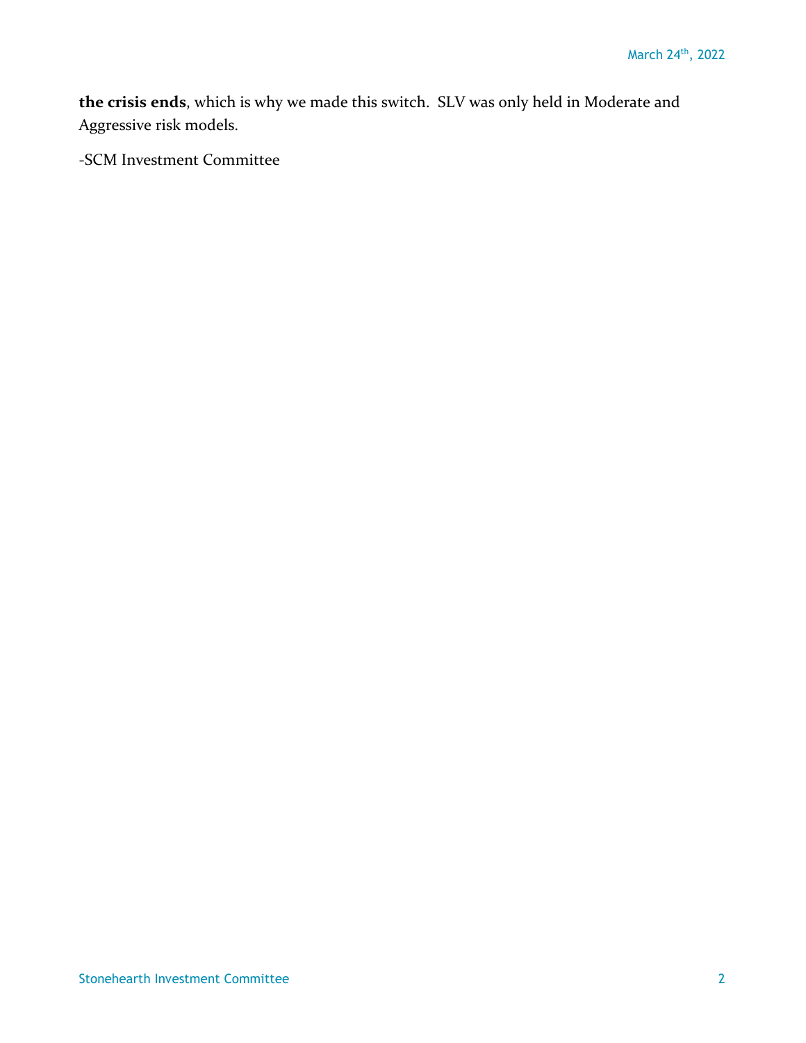**the crisis ends**, which is why we made this switch. SLV was only held in Moderate and Aggressive risk models.

-SCM Investment Committee